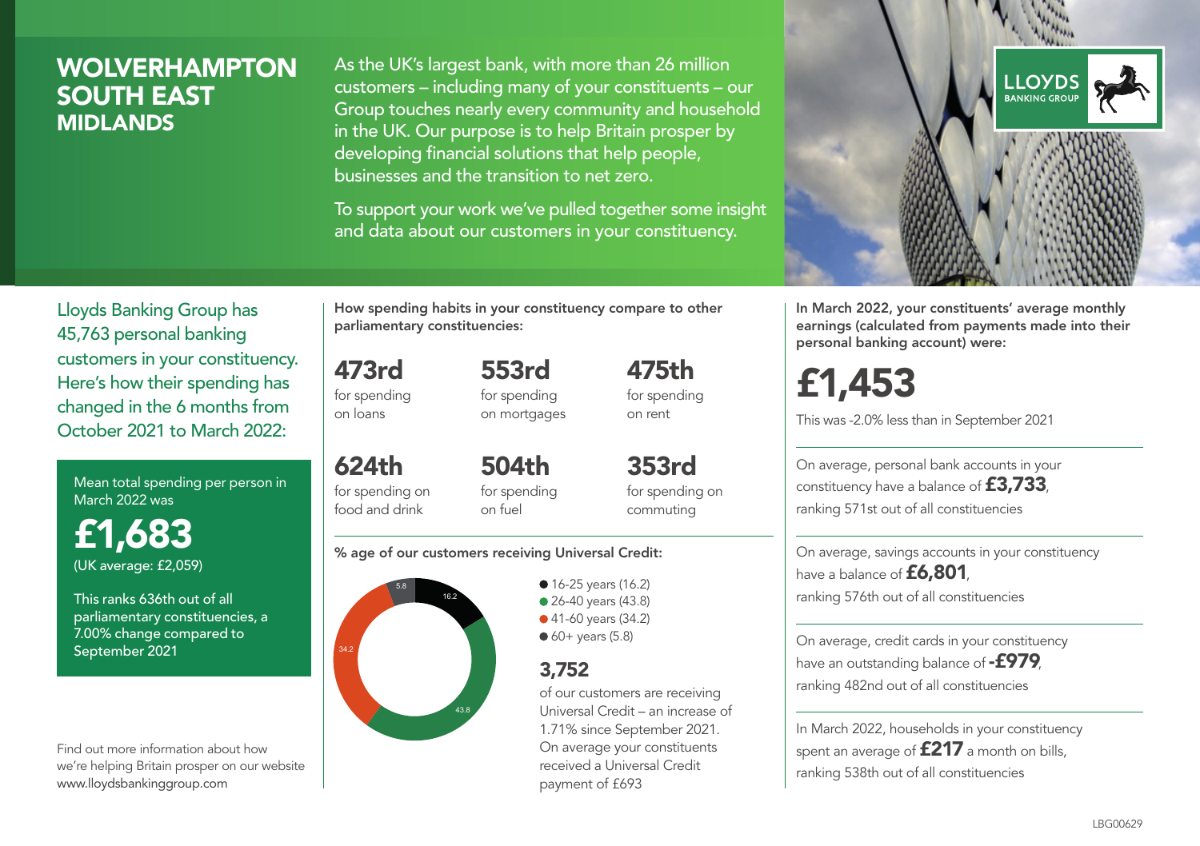# WOLVERHAMPTON SOUTH EAST
## MIDLANDS

As the UK's largest bank, with more than 26 million customers – including many of your constituents – our Group touches nearly every community and household in the UK. Our purpose is to help Britain prosper by developing financial solutions that help people, businesses and the transition to net zero.

To support your work we've pulled together some insight and data about our customers in your constituency.

LLOYDS BANKING GROUP

Lloyds Banking Group has 45,763 personal banking customers in your constituency. Here's how their spending has changed in the 6 months from October 2021 to March 2022:

Mean total spending per person in March 2022 was

**£1,683**
(UK average: £2,059)

This ranks 636th out of all parliamentary constituencies, a 7.00% change compared to September 2021

Find out more information about how we're helping Britain prosper on our website www.lloydsbankinggroup.com

**How spending habits in your constituency compare to other parliamentary constituencies:**

**473rd** for spending on loans

**553rd** for spending on mortgages

**475th** for spending on rent

**624th** for spending on food and drink

**504th** for spending on fuel

**353rd** for spending on commuting

**% age of our customers receiving Universal Credit:**

- 16-25 years (16.2)
- 26-40 years (43.8)
- 41-60 years (34.2)
- 60+ years (5.8)

**3,752**
of our customers are receiving Universal Credit – an increase of 1.71% since September 2021. On average your constituents received a Universal Credit payment of £693

**In March 2022, your constituents' average monthly earnings (calculated from payments made into their personal banking account) were:**

**£1,453**

This was -2.0% less than in September 2021

On average, personal bank accounts in your constituency have a balance of **£3,733**, ranking 571st out of all constituencies

On average, savings accounts in your constituency have a balance of **£6,801**, ranking 576th out of all constituencies

On average, credit cards in your constituency have an outstanding balance of **-£979**, ranking 482nd out of all constituencies

In March 2022, households in your constituency spent an average of **£217** a month on bills, ranking 538th out of all constituencies

LBG00629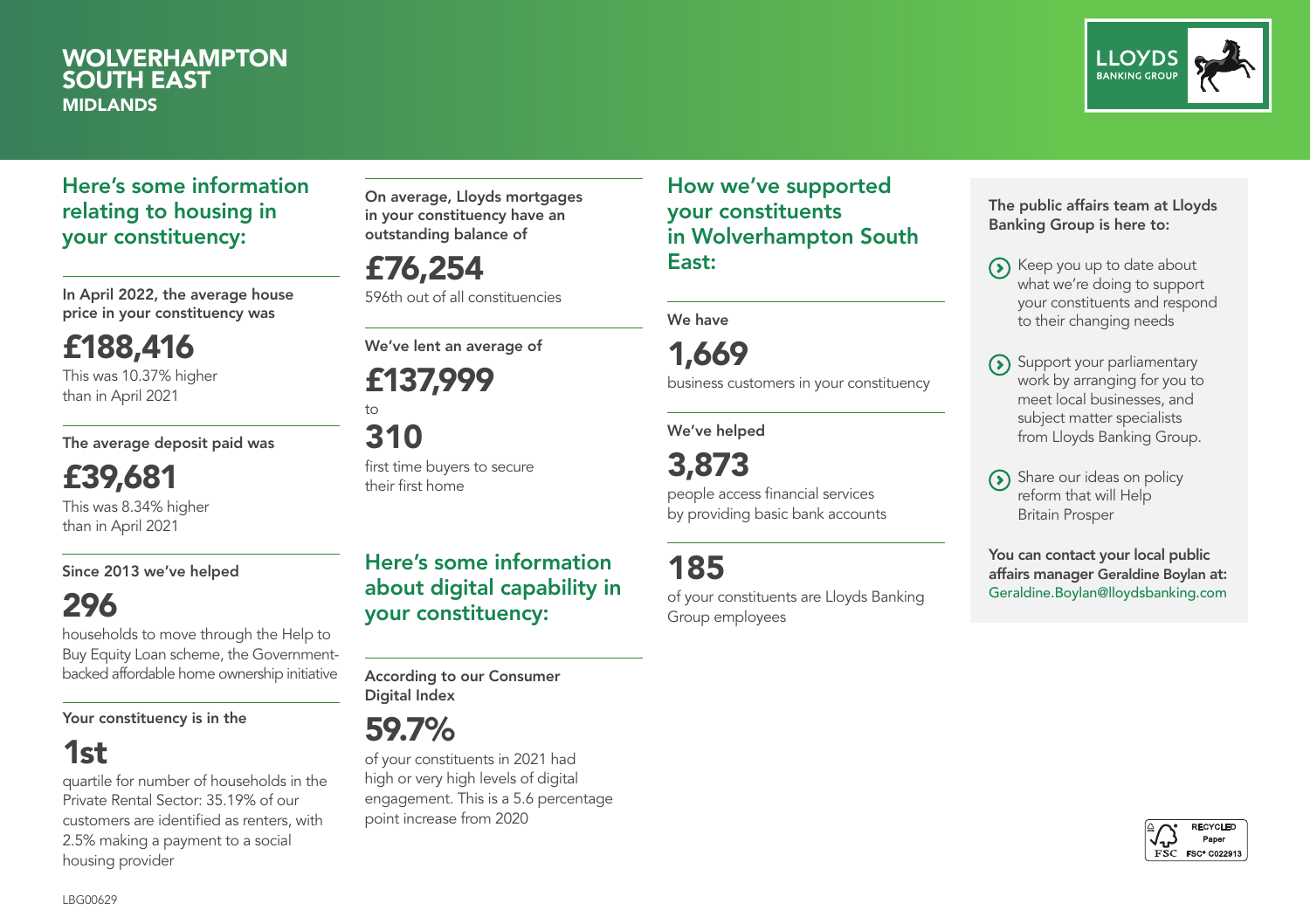# WOLVERHAMPTON SOUTH EAST
**MIDLANDS**

## Here's some information relating to housing in your constituency:

**In April 2022, the average house price in your constituency was**

**£188,416**

This was 10.37% higher than in April 2021

**The average deposit paid was**

**£39,681**

This was 8.34% higher than in April 2021

**Since 2013 we've helped**

**296**

households to move through the Help to Buy Equity Loan scheme, the Government-backed affordable home ownership initiative

**Your constituency is in the**

**1st**

quartile for number of households in the Private Rental Sector: 35.19% of our customers are identified as renters, with 2.5% making a payment to a social housing provider

**On average, Lloyds mortgages in your constituency have an outstanding balance of**

**£76,254**

596th out of all constituencies

**We've lent an average of**

**£137,999**

to

**310**

first time buyers to secure their first home

## Here's some information about digital capability in your constituency:

**According to our Consumer Digital Index**

**59.7%**

of your constituents in 2021 had high or very high levels of digital engagement. This is a 5.6 percentage point increase from 2020

## How we've supported your constituents in Wolverhampton South East:

**We have**

**1,669**

business customers in your constituency

**We've helped**

**3,873**

people access financial services by providing basic bank accounts

**185**

of your constituents are Lloyds Banking Group employees

**The public affairs team at Lloyds Banking Group is here to:**

- Keep you up to date about what we're doing to support your constituents and respond to their changing needs
- Support your parliamentary work by arranging for you to meet local businesses, and subject matter specialists from Lloyds Banking Group.
- Share our ideas on policy reform that will Help Britain Prosper

**You can contact your local public affairs manager Geraldine Boylan at:**
Geraldine.Boylan@lloydsbanking.com

LBG00629